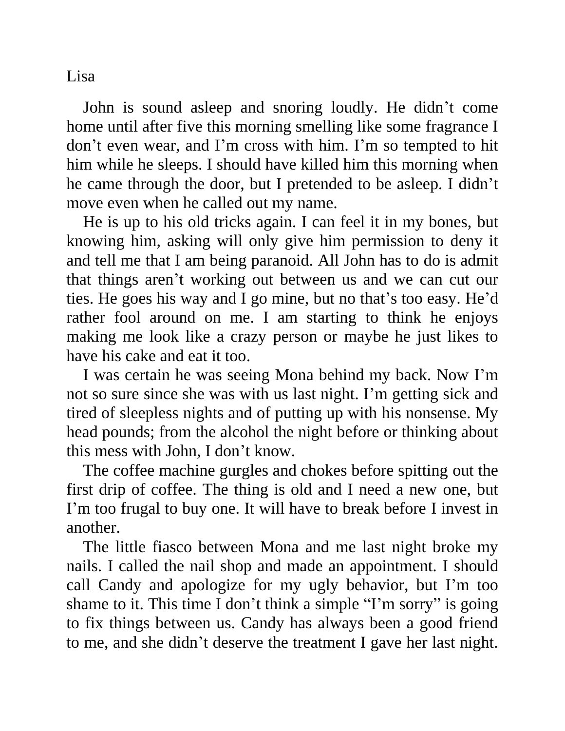Lisa

John is sound asleep and snoring loudly. He didn't come home until after five this morning smelling like some fragrance I don't even wear, and I'm cross with him. I'm so tempted to hit him while he sleeps. I should have killed him this morning when he came through the door, but I pretended to be asleep. I didn't move even when he called out my name.

He is up to his old tricks again. I can feel it in my bones, but knowing him, asking will only give him permission to deny it and tell me that I am being paranoid. All John has to do is admit that things aren't working out between us and we can cut our ties. He goes his way and I go mine, but no that's too easy. He'd rather fool around on me. I am starting to think he enjoys making me look like a crazy person or maybe he just likes to have his cake and eat it too.

I was certain he was seeing Mona behind my back. Now I'm not so sure since she was with us last night. I'm getting sick and tired of sleepless nights and of putting up with his nonsense. My head pounds; from the alcohol the night before or thinking about this mess with John, I don't know.

The coffee machine gurgles and chokes before spitting out the first drip of coffee. The thing is old and I need a new one, but I'm too frugal to buy one. It will have to break before I invest in another.

The little fiasco between Mona and me last night broke my nails. I called the nail shop and made an appointment. I should call Candy and apologize for my ugly behavior, but I'm too shame to it. This time I don't think a simple "I'm sorry" is going to fix things between us. Candy has always been a good friend to me, and she didn't deserve the treatment I gave her last night.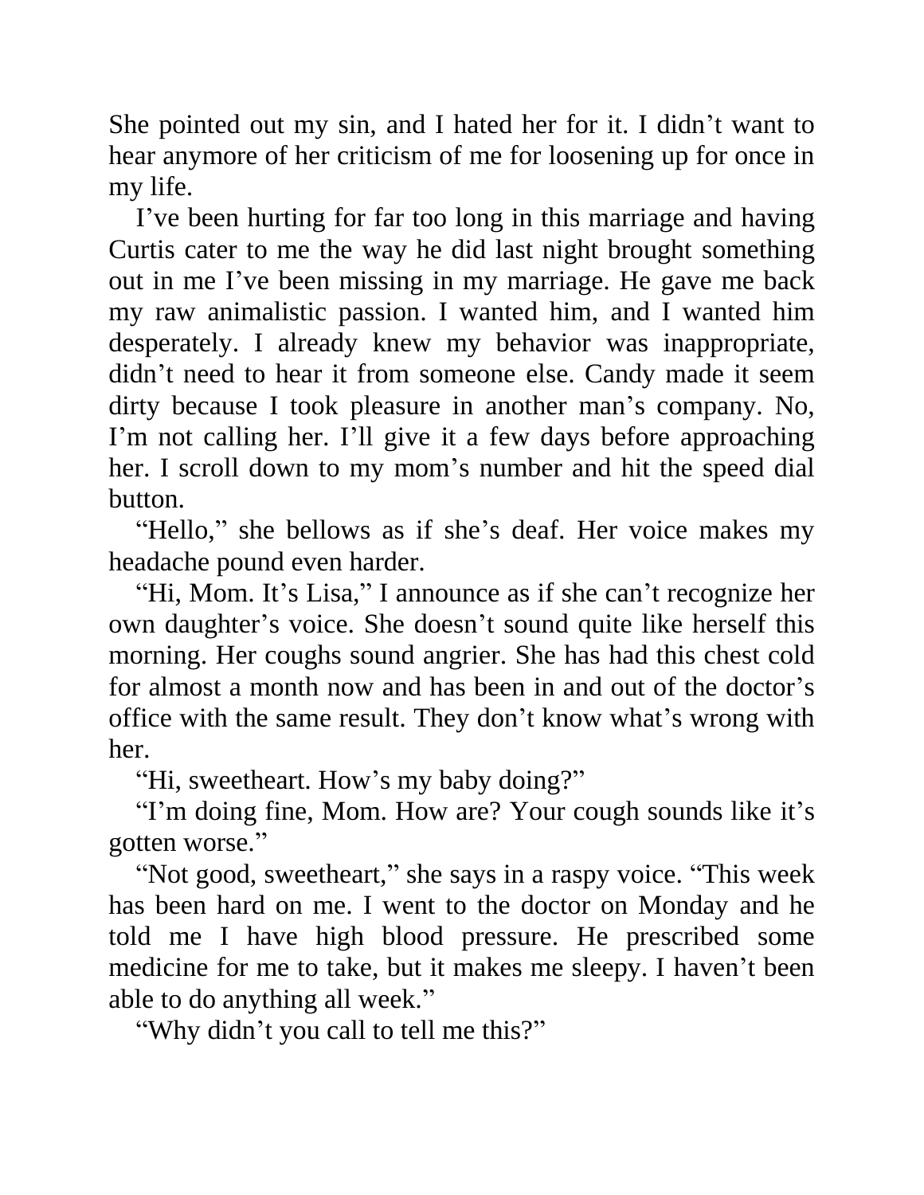She pointed out my sin, and I hated her for it. I didn't want to hear anymore of her criticism of me for loosening up for once in my life.

I've been hurting for far too long in this marriage and having Curtis cater to me the way he did last night brought something out in me I've been missing in my marriage. He gave me back my raw animalistic passion. I wanted him, and I wanted him desperately. I already knew my behavior was inappropriate, didn't need to hear it from someone else. Candy made it seem dirty because I took pleasure in another man's company. No, I'm not calling her. I'll give it a few days before approaching her. I scroll down to my mom's number and hit the speed dial button.

"Hello," she bellows as if she's deaf. Her voice makes my headache pound even harder.

"Hi, Mom. It's Lisa," I announce as if she can't recognize her own daughter's voice. She doesn't sound quite like herself this morning. Her coughs sound angrier. She has had this chest cold for almost a month now and has been in and out of the doctor's office with the same result. They don't know what's wrong with her.

"Hi, sweetheart. How's my baby doing?"

"I'm doing fine, Mom. How are? Your cough sounds like it's gotten worse."

"Not good, sweetheart," she says in a raspy voice. "This week has been hard on me. I went to the doctor on Monday and he told me I have high blood pressure. He prescribed some medicine for me to take, but it makes me sleepy. I haven't been able to do anything all week."

"Why didn't you call to tell me this?"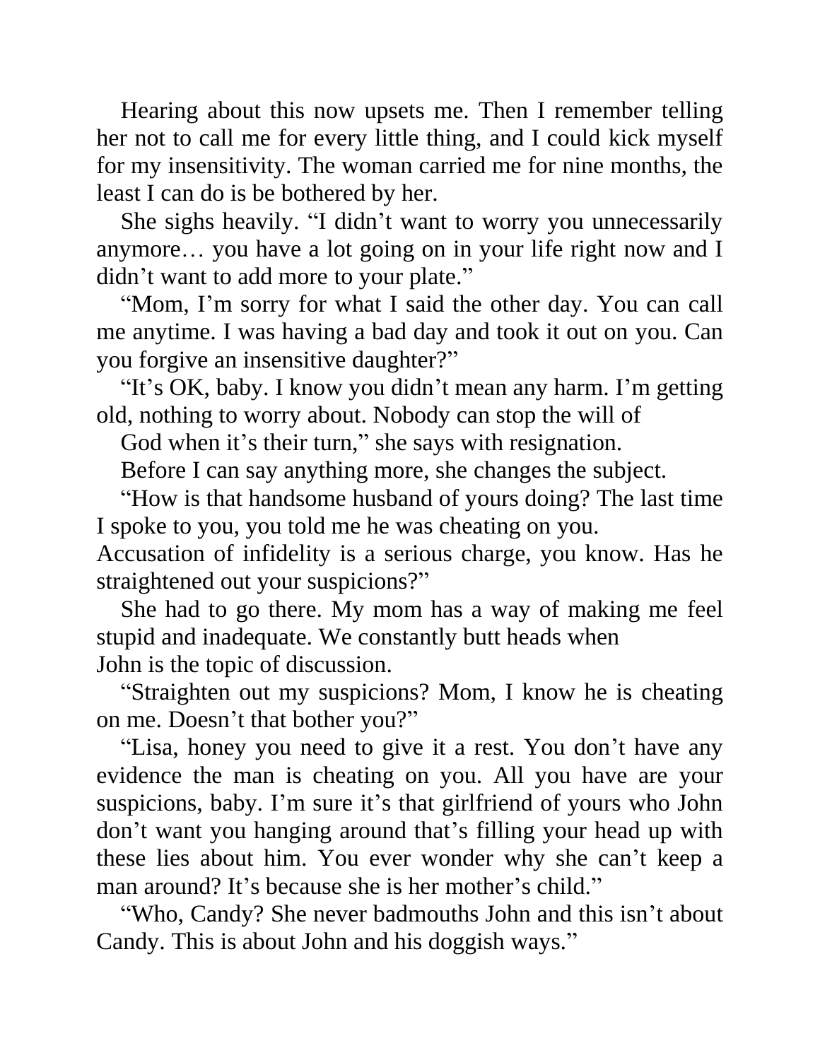Hearing about this now upsets me. Then I remember telling her not to call me for every little thing, and I could kick myself for my insensitivity. The woman carried me for nine months, the least I can do is be bothered by her.

She sighs heavily. "I didn't want to worry you unnecessarily anymore… you have a lot going on in your life right now and I didn't want to add more to your plate."

"Mom, I'm sorry for what I said the other day. You can call me anytime. I was having a bad day and took it out on you. Can you forgive an insensitive daughter?"

"It's OK, baby. I know you didn't mean any harm. I'm getting old, nothing to worry about. Nobody can stop the will of God when it's their turn," she says with resignation.

Before I can say anything more, she changes the subject.

"How is that handsome husband of yours doing? The last time I spoke to you, you told me he was cheating on you. Accusation of infidelity is a serious charge, you know. Has he straightened out your suspicions?"

She had to go there. My mom has a way of making me feel stupid and inadequate. We constantly butt heads when John is the topic of discussion.

"Straighten out my suspicions? Mom, I know he is cheating on me. Doesn't that bother you?"

"Lisa, honey you need to give it a rest. You don't have any evidence the man is cheating on you. All you have are your suspicions, baby. I'm sure it's that girlfriend of yours who John don't want you hanging around that's filling your head up with these lies about him. You ever wonder why she can't keep a man around? It's because she is her mother's child."

"Who, Candy? She never badmouths John and this isn't about Candy. This is about John and his doggish ways."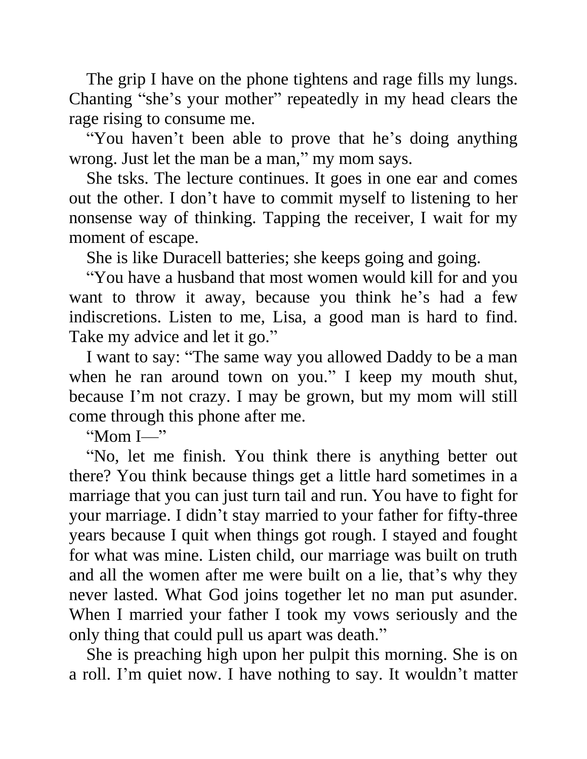The grip I have on the phone tightens and rage fills my lungs. Chanting "she's your mother" repeatedly in my head clears the rage rising to consume me.

"You haven't been able to prove that he's doing anything wrong. Just let the man be a man," my mom says.

She tsks. The lecture continues. It goes in one ear and comes out the other. I don't have to commit myself to listening to her nonsense way of thinking. Tapping the receiver, I wait for my moment of escape.

She is like Duracell batteries; she keeps going and going.

"You have a husband that most women would kill for and you want to throw it away, because you think he's had a few indiscretions. Listen to me, Lisa, a good man is hard to find. Take my advice and let it go."

I want to say: "The same way you allowed Daddy to be a man when he ran around town on you." I keep my mouth shut, because I'm not crazy. I may be grown, but my mom will still come through this phone after me.

"Mom I—"

"No, let me finish. You think there is anything better out there? You think because things get a little hard sometimes in a marriage that you can just turn tail and run. You have to fight for your marriage. I didn't stay married to your father for fifty-three years because I quit when things got rough. I stayed and fought for what was mine. Listen child, our marriage was built on truth and all the women after me were built on a lie, that's why they never lasted. What God joins together let no man put asunder. When I married your father I took my vows seriously and the only thing that could pull us apart was death."

She is preaching high upon her pulpit this morning. She is on a roll. I'm quiet now. I have nothing to say. It wouldn't matter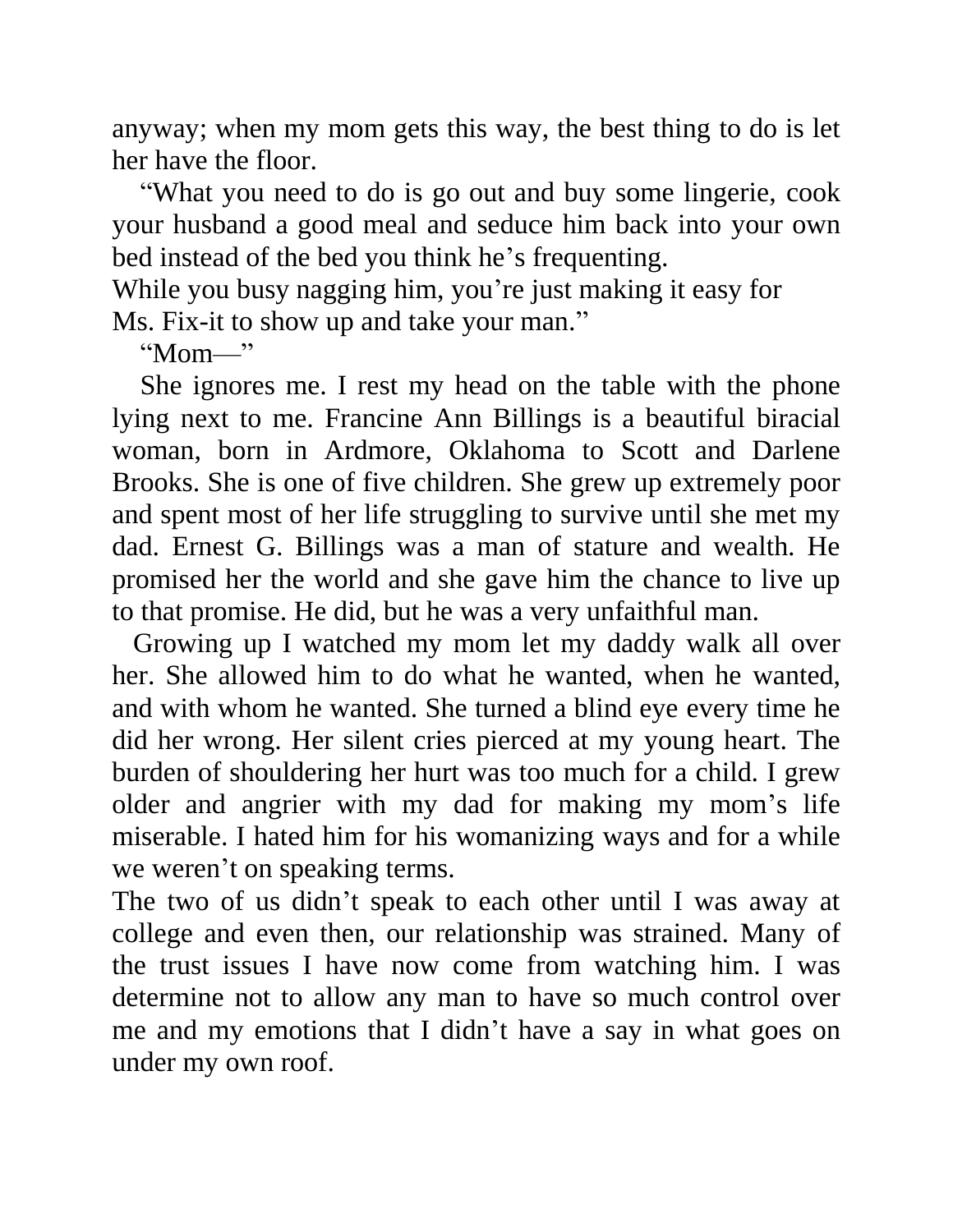anyway; when my mom gets this way, the best thing to do is let her have the floor.

"What you need to do is go out and buy some lingerie, cook your husband a good meal and seduce him back into your own bed instead of the bed you think he's frequenting.
While you busy nagging him, you're just making it easy for Ms. Fix-it to show up and take your man."

"Mom—"

She ignores me. I rest my head on the table with the phone lying next to me. Francine Ann Billings is a beautiful biracial woman, born in Ardmore, Oklahoma to Scott and Darlene Brooks. She is one of five children. She grew up extremely poor and spent most of her life struggling to survive until she met my dad. Ernest G. Billings was a man of stature and wealth. He promised her the world and she gave him the chance to live up to that promise. He did, but he was a very unfaithful man.

Growing up I watched my mom let my daddy walk all over her. She allowed him to do what he wanted, when he wanted, and with whom he wanted. She turned a blind eye every time he did her wrong. Her silent cries pierced at my young heart. The burden of shouldering her hurt was too much for a child. I grew older and angrier with my dad for making my mom's life miserable. I hated him for his womanizing ways and for a while we weren't on speaking terms.
The two of us didn't speak to each other until I was away at college and even then, our relationship was strained. Many of the trust issues I have now come from watching him. I was determine not to allow any man to have so much control over me and my emotions that I didn't have a say in what goes on under my own roof.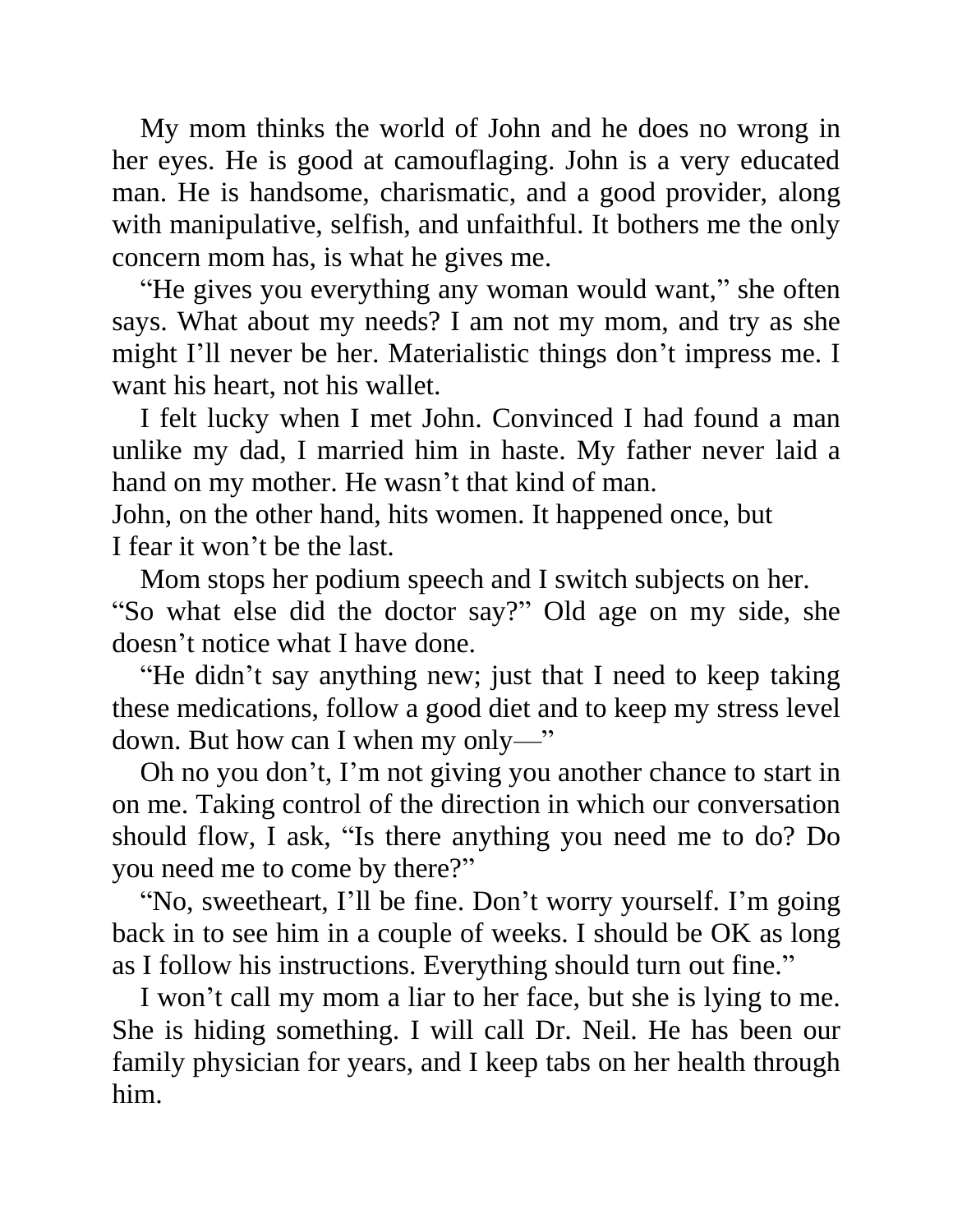My mom thinks the world of John and he does no wrong in her eyes. He is good at camouflaging. John is a very educated man. He is handsome, charismatic, and a good provider, along with manipulative, selfish, and unfaithful. It bothers me the only concern mom has, is what he gives me.

"He gives you everything any woman would want," she often says. What about my needs? I am not my mom, and try as she might I'll never be her. Materialistic things don't impress me. I want his heart, not his wallet.

I felt lucky when I met John. Convinced I had found a man unlike my dad, I married him in haste. My father never laid a hand on my mother. He wasn't that kind of man.

John, on the other hand, hits women. It happened once, but I fear it won't be the last.

Mom stops her podium speech and I switch subjects on her. "So what else did the doctor say?" Old age on my side, she doesn't notice what I have done.

"He didn't say anything new; just that I need to keep taking these medications, follow a good diet and to keep my stress level down. But how can I when my only—"

Oh no you don't, I'm not giving you another chance to start in on me. Taking control of the direction in which our conversation should flow, I ask, "Is there anything you need me to do? Do you need me to come by there?"

"No, sweetheart, I'll be fine. Don't worry yourself. I'm going back in to see him in a couple of weeks. I should be OK as long as I follow his instructions. Everything should turn out fine."

I won't call my mom a liar to her face, but she is lying to me. She is hiding something. I will call Dr. Neil. He has been our family physician for years, and I keep tabs on her health through him.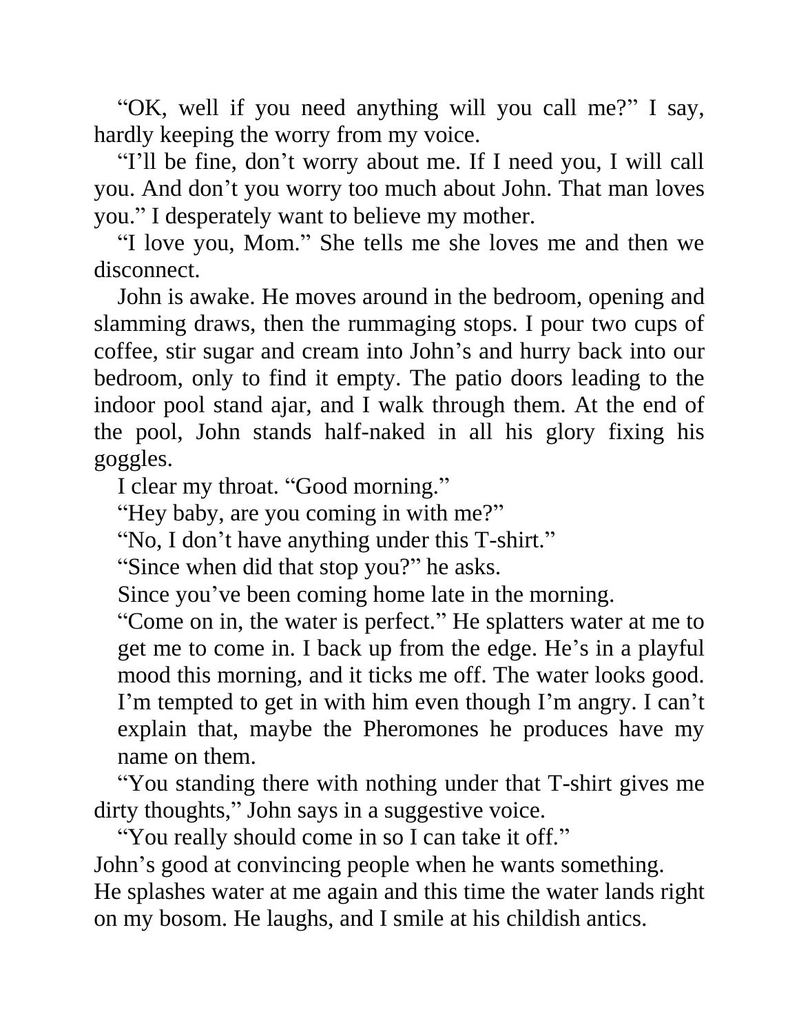"OK, well if you need anything will you call me?" I say, hardly keeping the worry from my voice.

"I'll be fine, don't worry about me. If I need you, I will call you. And don't you worry too much about John. That man loves you." I desperately want to believe my mother.

"I love you, Mom." She tells me she loves me and then we disconnect.

John is awake. He moves around in the bedroom, opening and slamming draws, then the rummaging stops. I pour two cups of coffee, stir sugar and cream into John's and hurry back into our bedroom, only to find it empty. The patio doors leading to the indoor pool stand ajar, and I walk through them. At the end of the pool, John stands half-naked in all his glory fixing his goggles.

I clear my throat. "Good morning."

"Hey baby, are you coming in with me?"

"No, I don't have anything under this T-shirt."

"Since when did that stop you?" he asks.

*Since you've been coming home late in the morning.*

"Come on in, the water is perfect." He splatters water at me to get me to come in. I back up from the edge. He's in a playful mood this morning, and it ticks me off. The water looks good. I'm tempted to get in with him even though I'm angry. I can't explain that, maybe the Pheromones he produces have my name on them.

"You standing there with nothing under that T-shirt gives me dirty thoughts," John says in a suggestive voice.

"You really should come in so I can take it off."

John's good at convincing people when he wants something.
He splashes water at me again and this time the water lands right on my bosom. He laughs, and I smile at his childish antics.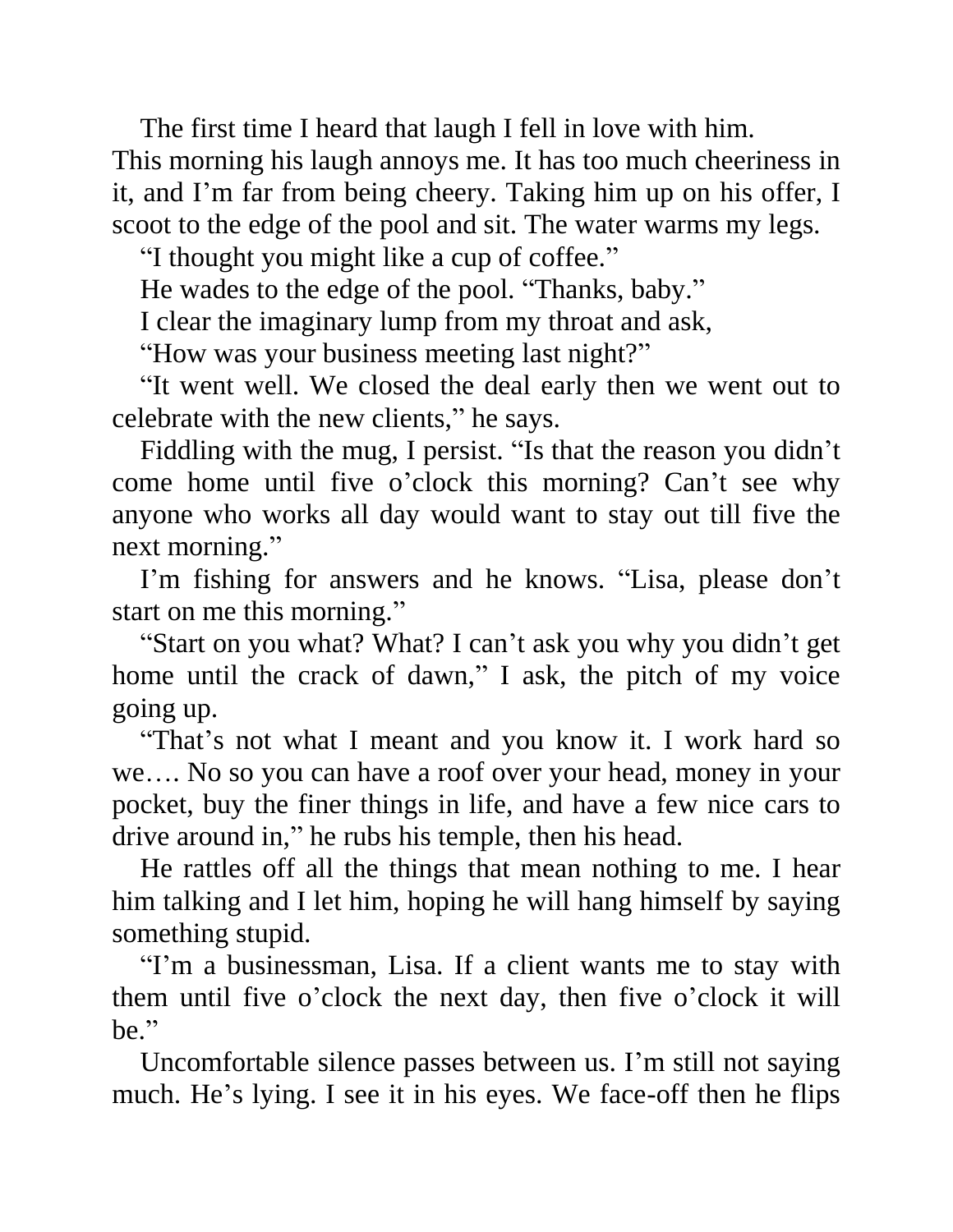The first time I heard that laugh I fell in love with him. This morning his laugh annoys me. It has too much cheeriness in it, and I'm far from being cheery. Taking him up on his offer, I scoot to the edge of the pool and sit. The water warms my legs.

"I thought you might like a cup of coffee."

He wades to the edge of the pool. "Thanks, baby."

I clear the imaginary lump from my throat and ask,

"How was your business meeting last night?"

"It went well. We closed the deal early then we went out to celebrate with the new clients," he says.

Fiddling with the mug, I persist. "Is that the reason you didn't come home until five o'clock this morning? Can't see why anyone who works all day would want to stay out till five the next morning."

I'm fishing for answers and he knows. "Lisa, please don't start on me this morning."

"Start on you what? What? I can't ask you why you didn't get home until the crack of dawn," I ask, the pitch of my voice going up.

"That's not what I meant and you know it. I work hard so we…. No so you can have a roof over your head, money in your pocket, buy the finer things in life, and have a few nice cars to drive around in," he rubs his temple, then his head.

He rattles off all the things that mean nothing to me. I hear him talking and I let him, hoping he will hang himself by saying something stupid.

"I'm a businessman, Lisa. If a client wants me to stay with them until five o'clock the next day, then five o'clock it will be."

Uncomfortable silence passes between us. I'm still not saying much. He's lying. I see it in his eyes. We face-off then he flips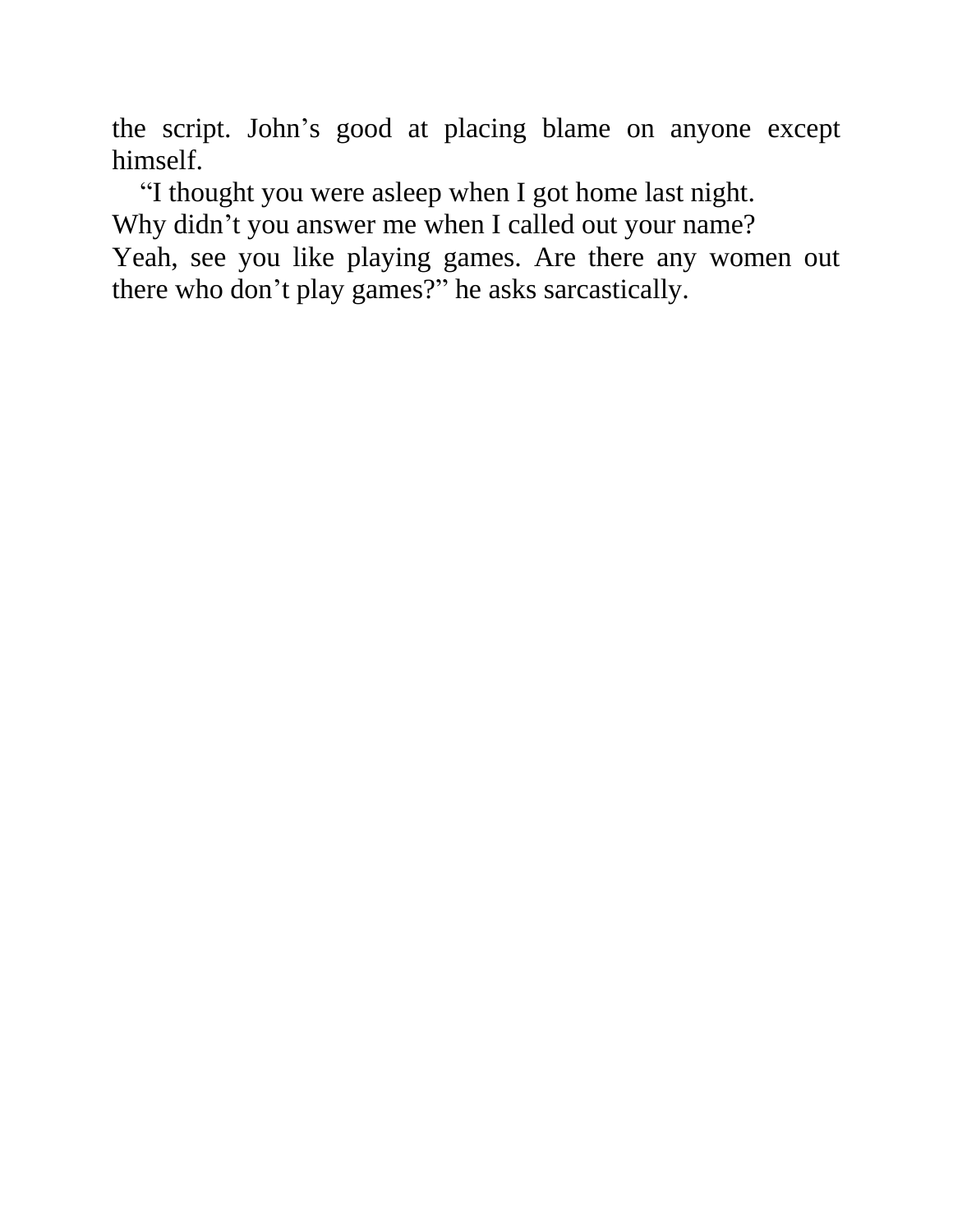the script. John’s good at placing blame on anyone except himself.

“I thought you were asleep when I got home last night. Why didn’t you answer me when I called out your name? Yeah, see you like playing games. Are there any women out there who don’t play games?” he asks sarcastically.